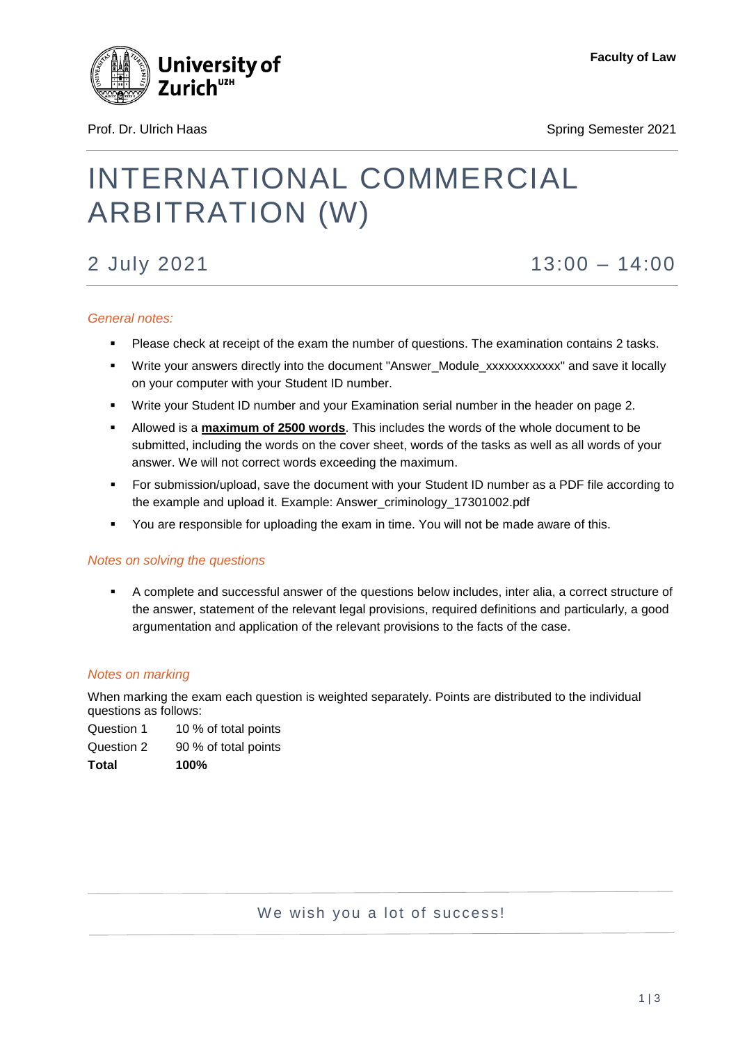**Faculty of Law**

Prof. Dr. Ulrich Haas

Spring Semester 2021

# INTERNATIONAL COMMERCIAL ARBITRATION (W)

## 2 July 2021 — 13:00 – 14:00

*General notes:*

- Please check at receipt of the exam the number of questions. The examination contains 2 tasks.
- Write your answers directly into the document "Answer_Module_xxxxxxxxxxxx" and save it locally on your computer with your Student ID number.
- Write your Student ID number and your Examination serial number in the header on page 2.
- Allowed is a **maximum of 2500 words**. This includes the words of the whole document to be submitted, including the words on the cover sheet, words of the tasks as well as all words of your answer. We will not correct words exceeding the maximum.
- For submission/upload, save the document with your Student ID number as a PDF file according to the example and upload it. Example: Answer_criminology_17301002.pdf
- You are responsible for uploading the exam in time. You will not be made aware of this.

*Notes on solving the questions*

- A complete and successful answer of the questions below includes, inter alia, a correct structure of the answer, statement of the relevant legal provisions, required definitions and particularly, a good argumentation and application of the relevant provisions to the facts of the case.

*Notes on marking*

When marking the exam each question is weighted separately. Points are distributed to the individual questions as follows:

| | |
|---|---|
| Question 1 | 10 % of total points |
| Question 2 | 90 % of total points |
| **Total** | **100%** |

We wish you a lot of success!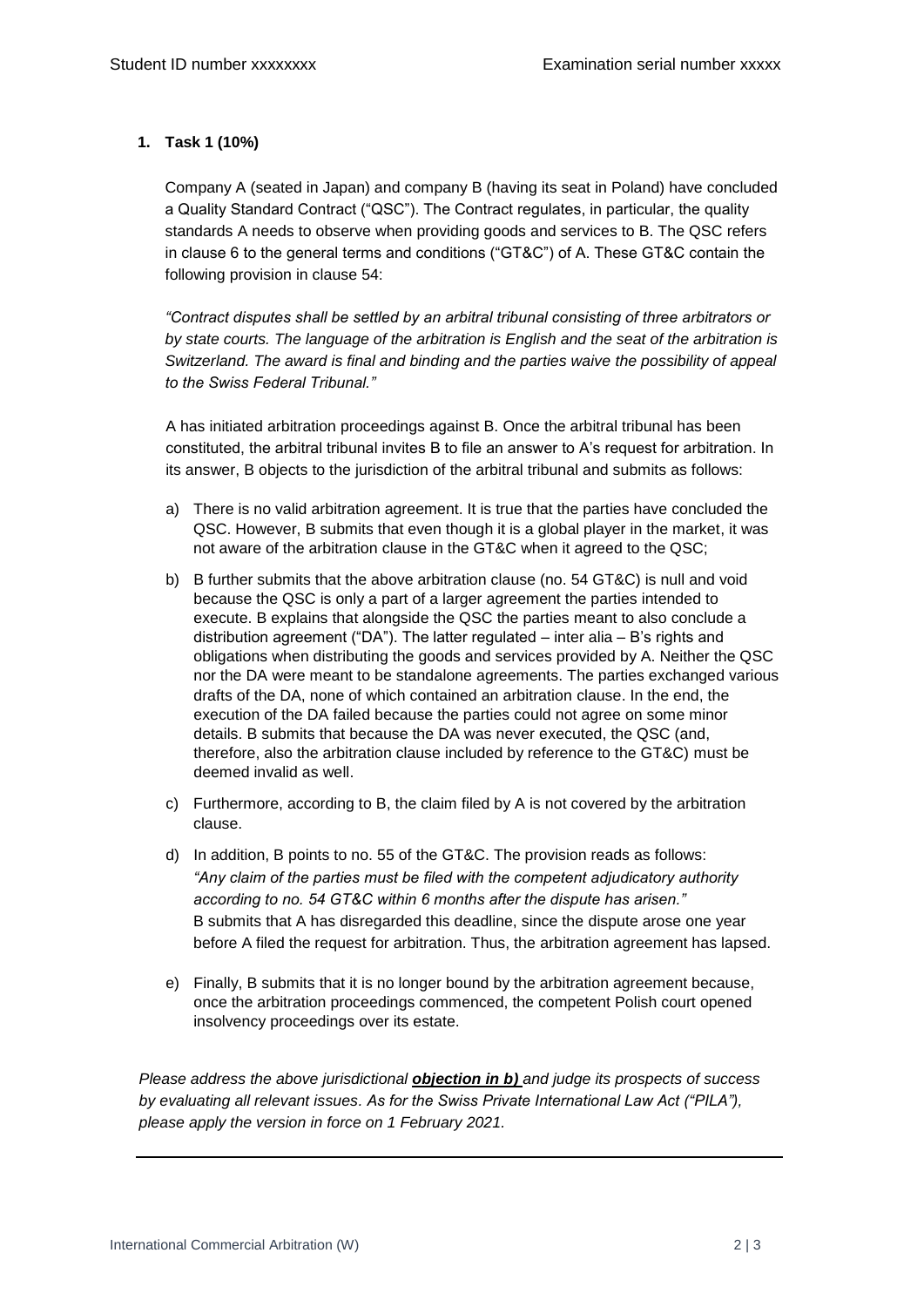**1. Task 1 (10%)**

Company A (seated in Japan) and company B (having its seat in Poland) have concluded a Quality Standard Contract ("QSC"). The Contract regulates, in particular, the quality standards A needs to observe when providing goods and services to B. The QSC refers in clause 6 to the general terms and conditions ("GT&C") of A. These GT&C contain the following provision in clause 54:

*"Contract disputes shall be settled by an arbitral tribunal consisting of three arbitrators or by state courts. The language of the arbitration is English and the seat of the arbitration is Switzerland. The award is final and binding and the parties waive the possibility of appeal to the Swiss Federal Tribunal."*

A has initiated arbitration proceedings against B. Once the arbitral tribunal has been constituted, the arbitral tribunal invites B to file an answer to A's request for arbitration. In its answer, B objects to the jurisdiction of the arbitral tribunal and submits as follows:

a) There is no valid arbitration agreement. It is true that the parties have concluded the QSC. However, B submits that even though it is a global player in the market, it was not aware of the arbitration clause in the GT&C when it agreed to the QSC;

b) B further submits that the above arbitration clause (no. 54 GT&C) is null and void because the QSC is only a part of a larger agreement the parties intended to execute. B explains that alongside the QSC the parties meant to also conclude a distribution agreement ("DA"). The latter regulated – inter alia – B's rights and obligations when distributing the goods and services provided by A. Neither the QSC nor the DA were meant to be standalone agreements. The parties exchanged various drafts of the DA, none of which contained an arbitration clause. In the end, the execution of the DA failed because the parties could not agree on some minor details. B submits that because the DA was never executed, the QSC (and, therefore, also the arbitration clause included by reference to the GT&C) must be deemed invalid as well.

c) Furthermore, according to B, the claim filed by A is not covered by the arbitration clause.

d) In addition, B points to no. 55 of the GT&C. The provision reads as follows: *"Any claim of the parties must be filed with the competent adjudicatory authority according to no. 54 GT&C within 6 months after the dispute has arisen."* B submits that A has disregarded this deadline, since the dispute arose one year before A filed the request for arbitration. Thus, the arbitration agreement has lapsed.

e) Finally, B submits that it is no longer bound by the arbitration agreement because, once the arbitration proceedings commenced, the competent Polish court opened insolvency proceedings over its estate.

*Please address the above jurisdictional* ***objection in b)*** *and judge its prospects of success by evaluating all relevant issues. As for the Swiss Private International Law Act ("PILA"), please apply the version in force on 1 February 2021.*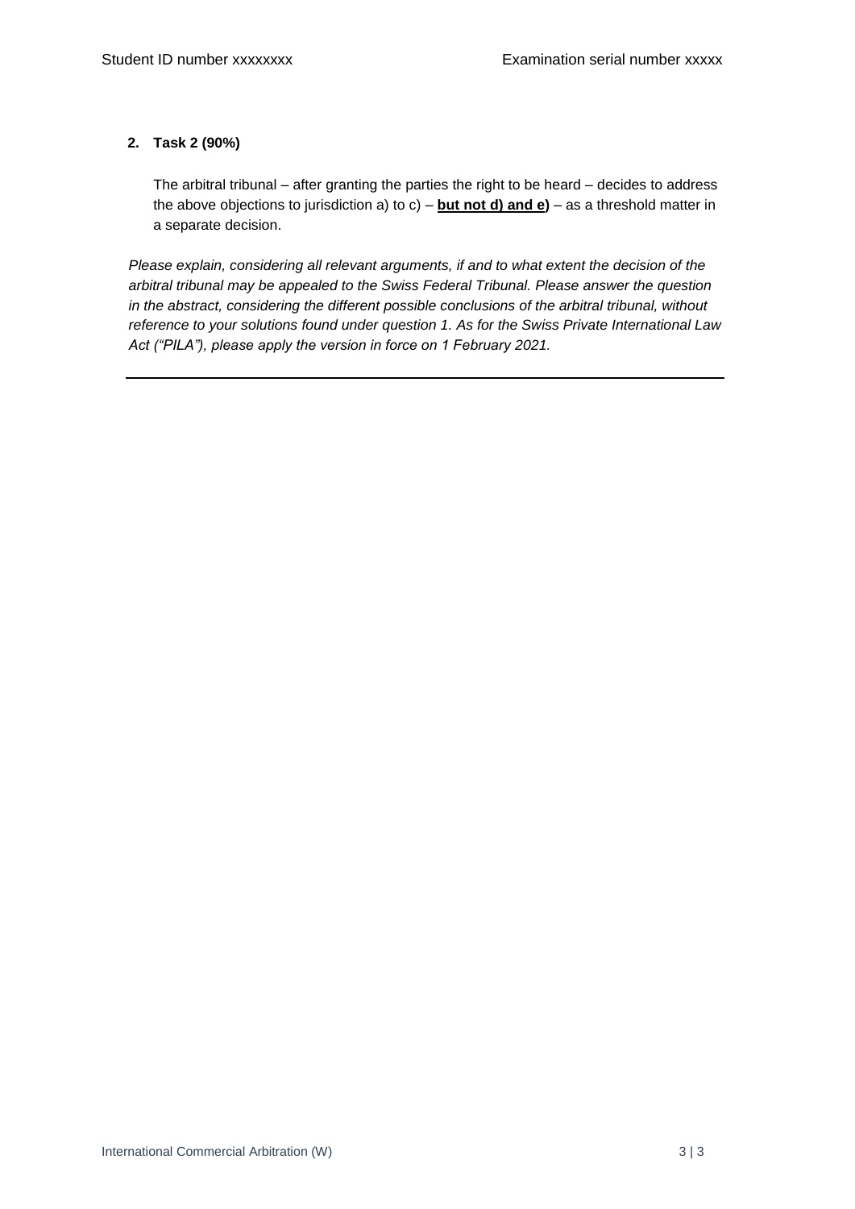## 2. Task 2 (90%)

The arbitral tribunal – after granting the parties the right to be heard – decides to address the above objections to jurisdiction a) to c) – **but not d) and e)** – as a threshold matter in a separate decision.

*Please explain, considering all relevant arguments, if and to what extent the decision of the arbitral tribunal may be appealed to the Swiss Federal Tribunal. Please answer the question in the abstract, considering the different possible conclusions of the arbitral tribunal, without reference to your solutions found under question 1. As for the Swiss Private International Law Act ("PILA"), please apply the version in force on 1 February 2021.*

---